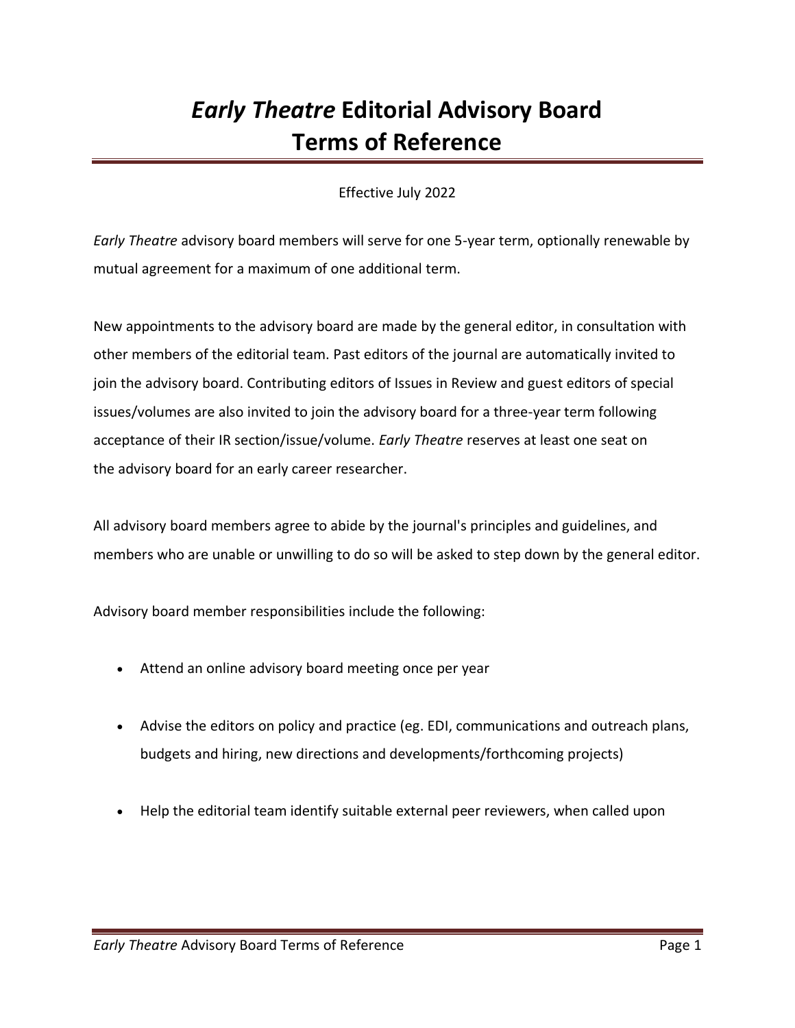# *Early Theatre* Editorial Advisory Board Terms of Reference

Effective July 2022

*Early Theatre* advisory board members will serve for one 5-year term, optionally renewable by mutual agreement for a maximum of one additional term.

New appointments to the advisory board are made by the general editor, in consultation with other members of the editorial team. Past editors of the journal are automatically invited to join the advisory board. Contributing editors of Issues in Review and guest editors of special issues/volumes are also invited to join the advisory board for a three-year term following acceptance of their IR section/issue/volume. *Early Theatre* reserves at least one seat on the advisory board for an early career researcher.

All advisory board members agree to abide by the journal's principles and guidelines, and members who are unable or unwilling to do so will be asked to step down by the general editor.

Advisory board member responsibilities include the following:

- Attend an online advisory board meeting once per year
- Advise the editors on policy and practice (eg. EDI, communications and outreach plans, budgets and hiring, new directions and developments/forthcoming projects)
- Help the editorial team identify suitable external peer reviewers, when called upon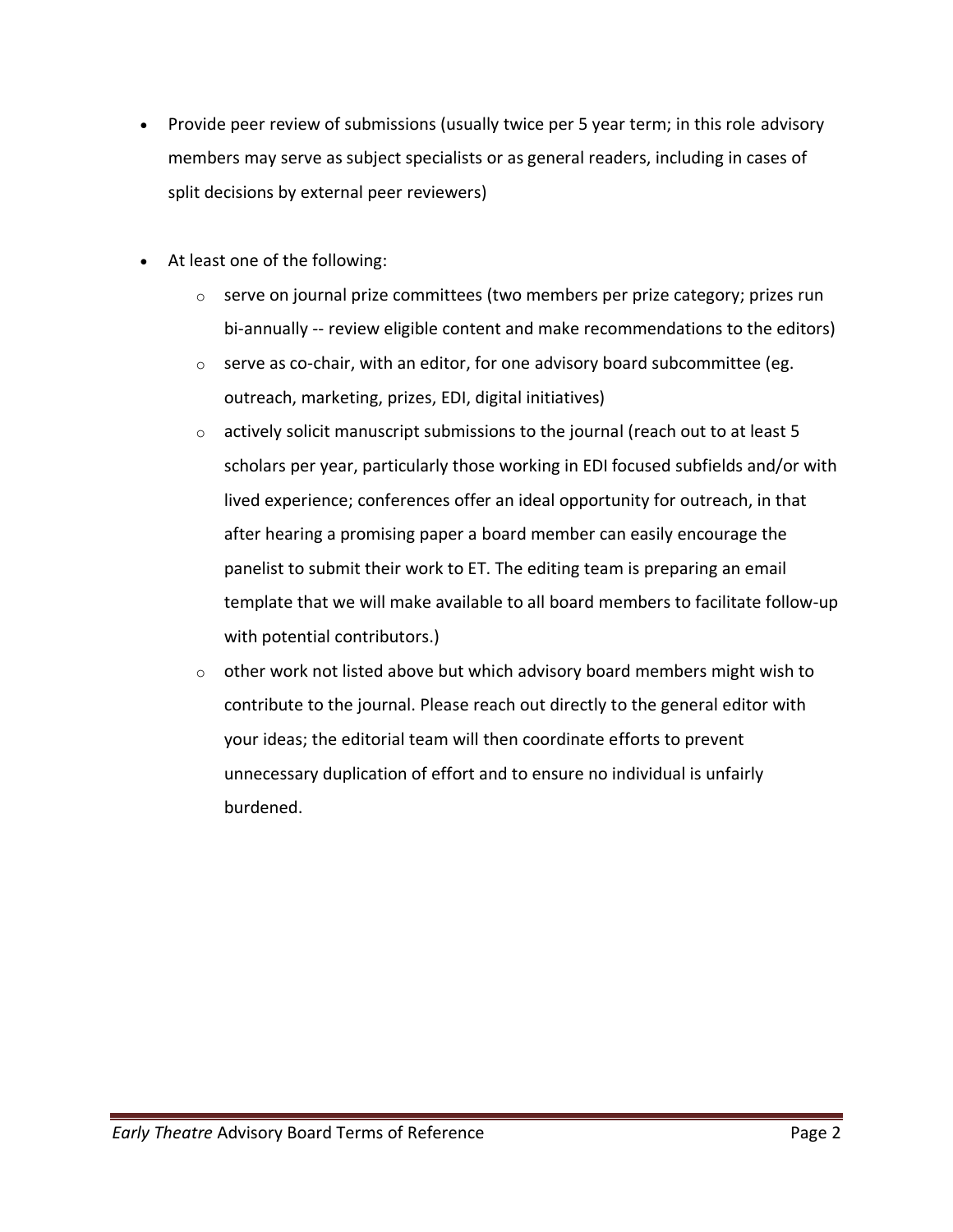- Provide peer review of submissions (usually twice per 5 year term; in this role advisory members may serve as subject specialists or as general readers, including in cases of split decisions by external peer reviewers)

- At least one of the following:
    - serve on journal prize committees (two members per prize category; prizes run bi-annually -- review eligible content and make recommendations to the editors)
    - serve as co-chair, with an editor, for one advisory board subcommittee (eg. outreach, marketing, prizes, EDI, digital initiatives)
    - actively solicit manuscript submissions to the journal (reach out to at least 5 scholars per year, particularly those working in EDI focused subfields and/or with lived experience; conferences offer an ideal opportunity for outreach, in that after hearing a promising paper a board member can easily encourage the panelist to submit their work to ET. The editing team is preparing an email template that we will make available to all board members to facilitate follow-up with potential contributors.)
    - other work not listed above but which advisory board members might wish to contribute to the journal. Please reach out directly to the general editor with your ideas; the editorial team will then coordinate efforts to prevent unnecessary duplication of effort and to ensure no individual is unfairly burdened.